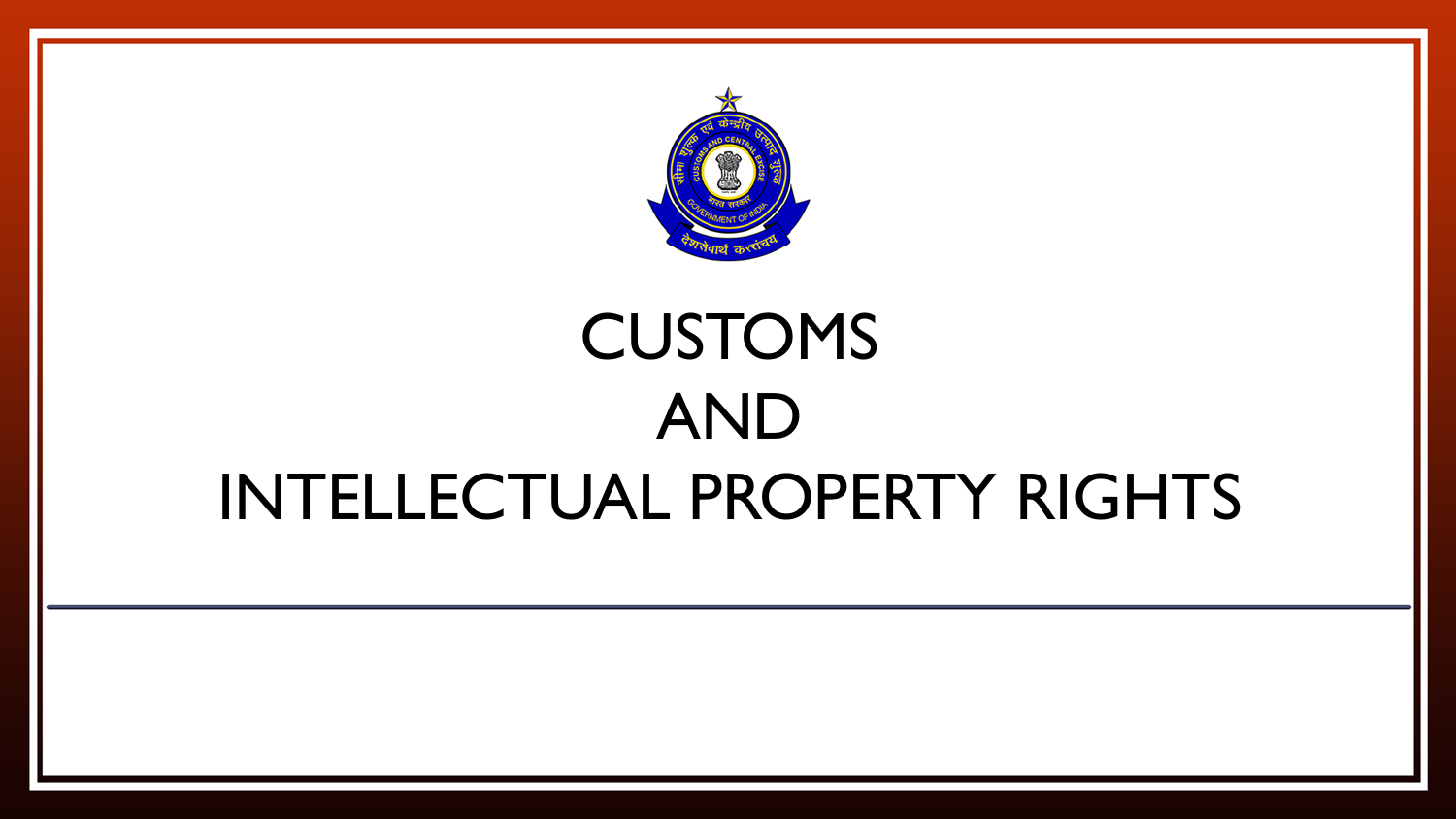# CUSTOMS AND INTELLECTUAL PROPERTY RIGHTS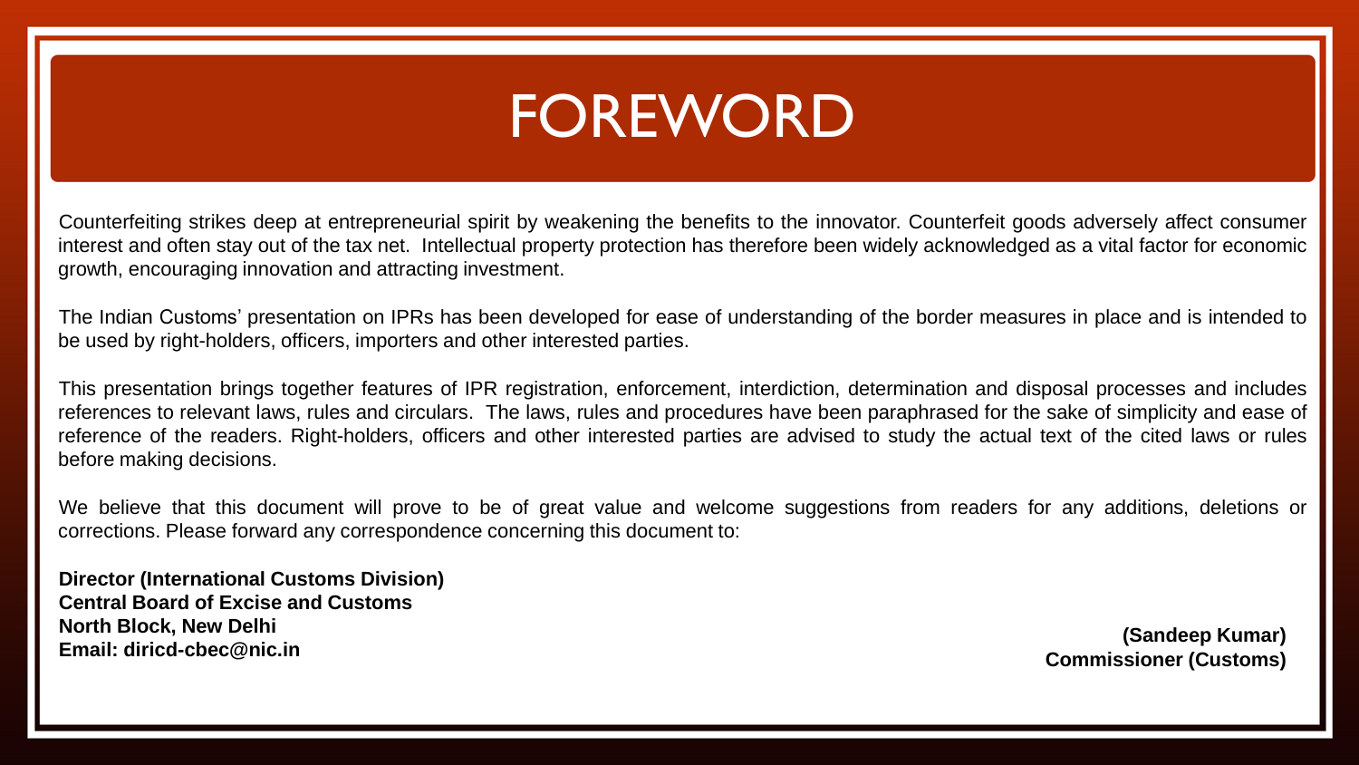# FOREWORD

Counterfeiting strikes deep at entrepreneurial spirit by weakening the benefits to the innovator. Counterfeit goods adversely affect consumer interest and often stay out of the tax net. Intellectual property protection has therefore been widely acknowledged as a vital factor for economic growth, encouraging innovation and attracting investment.

The Indian Customs' presentation on IPRs has been developed for ease of understanding of the border measures in place and is intended to be used by right-holders, officers, importers and other interested parties.

This presentation brings together features of IPR registration, enforcement, interdiction, determination and disposal processes and includes references to relevant laws, rules and circulars. The laws, rules and procedures have been paraphrased for the sake of simplicity and ease of reference of the readers. Right-holders, officers and other interested parties are advised to study the actual text of the cited laws or rules before making decisions.

We believe that this document will prove to be of great value and welcome suggestions from readers for any additions, deletions or corrections. Please forward any correspondence concerning this document to:

**Director (International Customs Division)**
**Central Board of Excise and Customs**
**North Block, New Delhi**
**Email: diricd-cbec@nic.in**

**(Sandeep Kumar)**
**Commissioner (Customs)**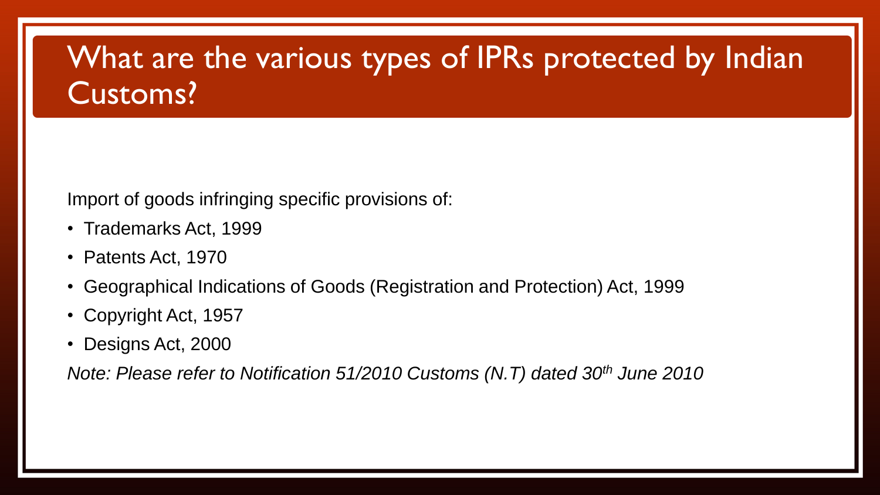# What are the various types of IPRs protected by Indian Customs?

Import of goods infringing specific provisions of:

- Trademarks Act, 1999
- Patents Act, 1970
- Geographical Indications of Goods (Registration and Protection) Act, 1999
- Copyright Act, 1957
- Designs Act, 2000

*Note: Please refer to Notification 51/2010 Customs (N.T) dated 30th June 2010*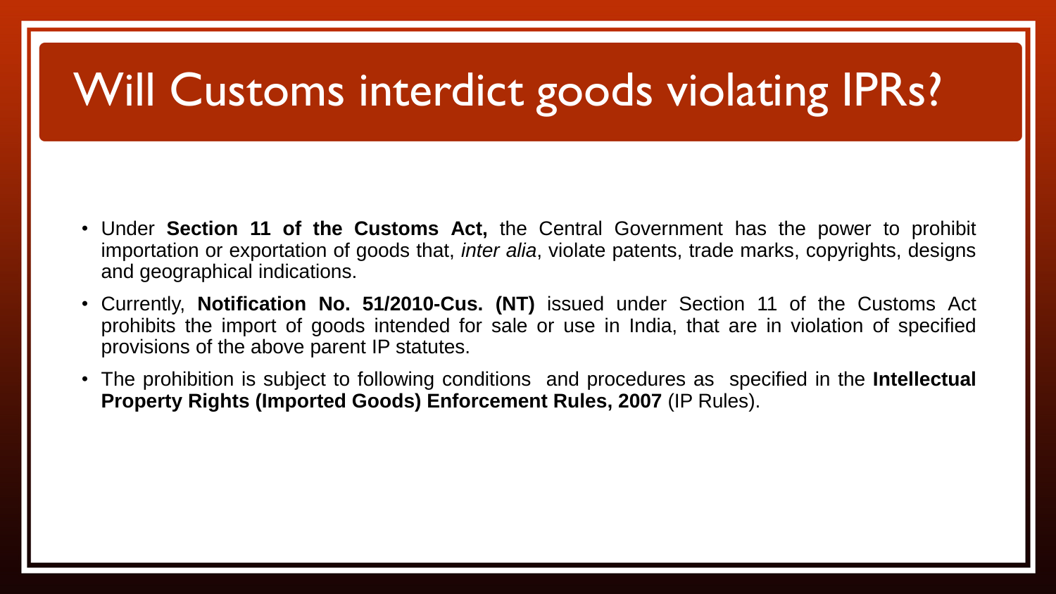# Will Customs interdict goods violating IPRs?

- Under **Section 11 of the Customs Act,** the Central Government has the power to prohibit importation or exportation of goods that, *inter alia*, violate patents, trade marks, copyrights, designs and geographical indications.
- Currently, **Notification No. 51/2010-Cus. (NT)** issued under Section 11 of the Customs Act prohibits the import of goods intended for sale or use in India, that are in violation of specified provisions of the above parent IP statutes.
- The prohibition is subject to following conditions and procedures as specified in the **Intellectual Property Rights (Imported Goods) Enforcement Rules, 2007** (IP Rules).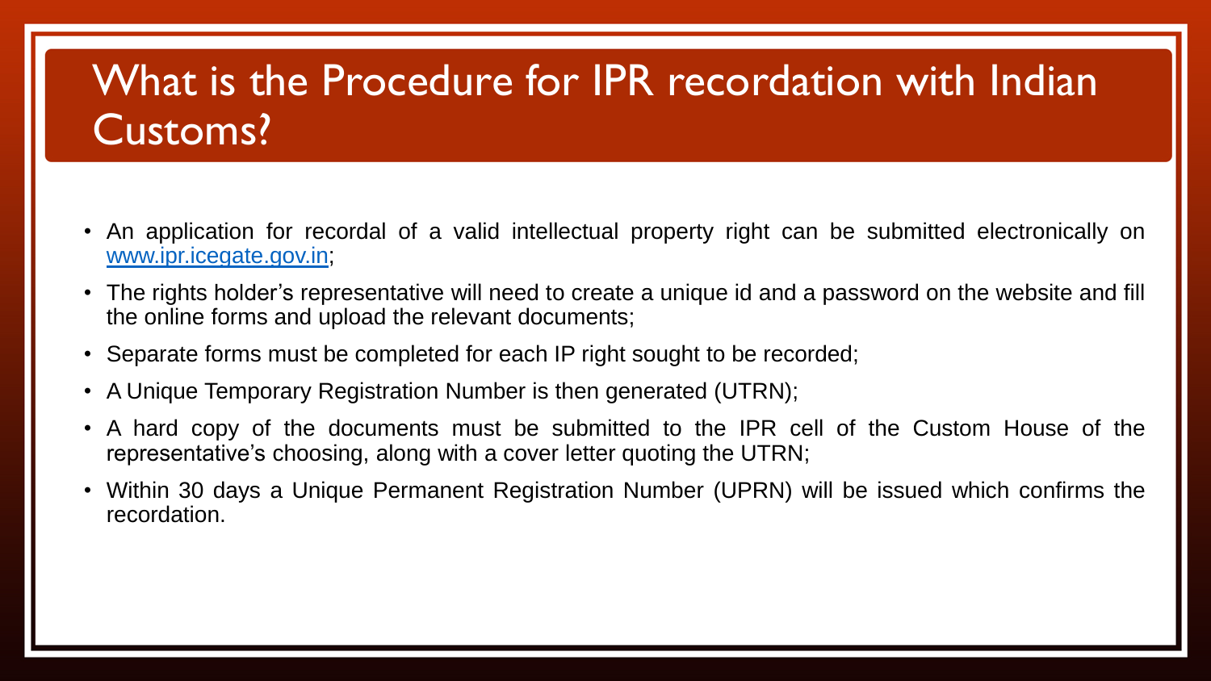# What is the Procedure for IPR recordation with Indian Customs?

- An application for recordal of a valid intellectual property right can be submitted electronically on [www.ipr.icegate.gov.in](http://www.ipr.icegate.gov.in);
- The rights holder's representative will need to create a unique id and a password on the website and fill the online forms and upload the relevant documents;
- Separate forms must be completed for each IP right sought to be recorded;
- A Unique Temporary Registration Number is then generated (UTRN);
- A hard copy of the documents must be submitted to the IPR cell of the Custom House of the representative's choosing, along with a cover letter quoting the UTRN;
- Within 30 days a Unique Permanent Registration Number (UPRN) will be issued which confirms the recordation.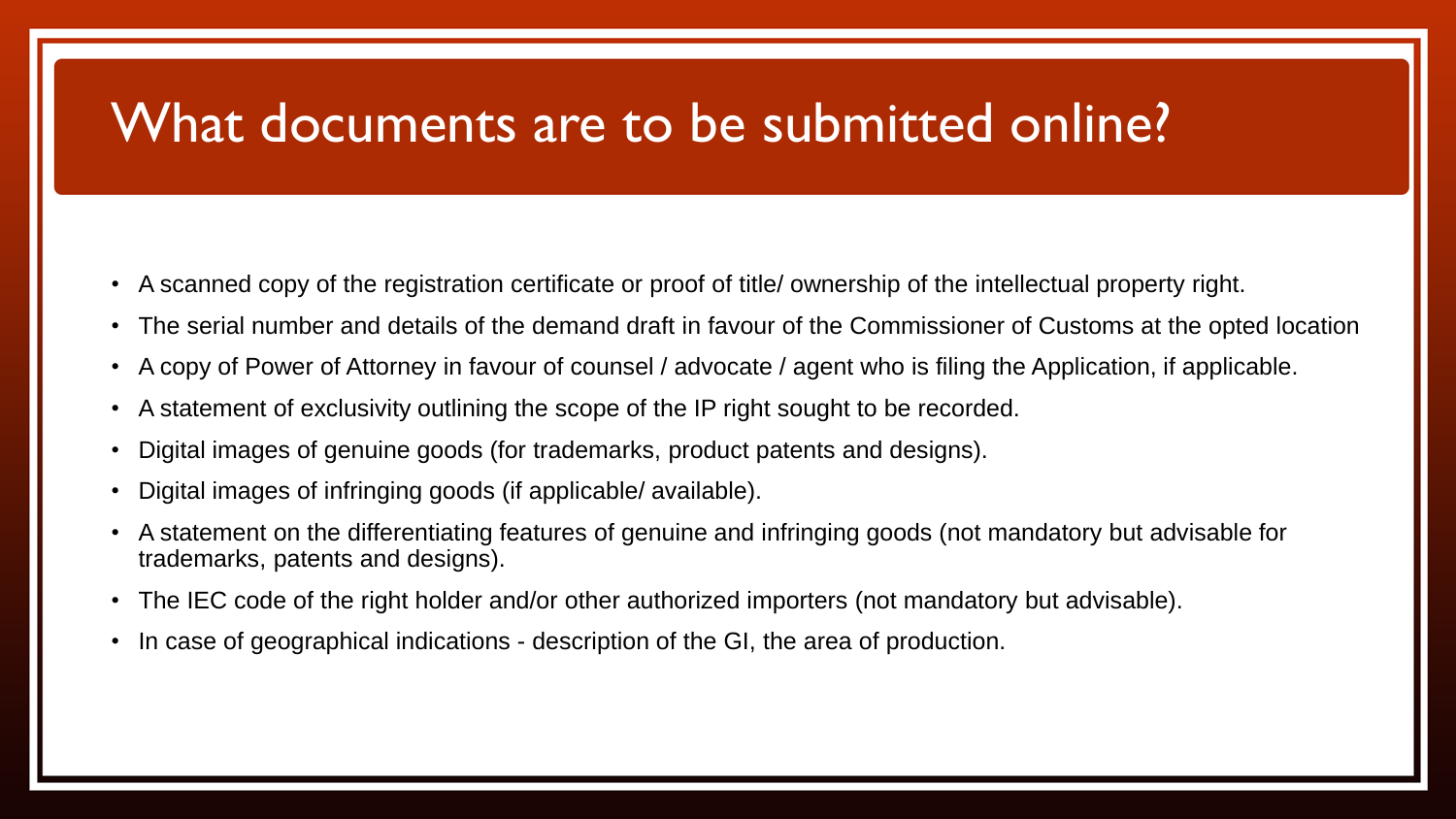# What documents are to be submitted online?

- A scanned copy of the registration certificate or proof of title/ ownership of the intellectual property right.
- The serial number and details of the demand draft in favour of the Commissioner of Customs at the opted location
- A copy of Power of Attorney in favour of counsel / advocate / agent who is filing the Application, if applicable.
- A statement of exclusivity outlining the scope of the IP right sought to be recorded.
- Digital images of genuine goods (for trademarks, product patents and designs).
- Digital images of infringing goods (if applicable/ available).
- A statement on the differentiating features of genuine and infringing goods (not mandatory but advisable for trademarks, patents and designs).
- The IEC code of the right holder and/or other authorized importers (not mandatory but advisable).
- In case of geographical indications - description of the GI, the area of production.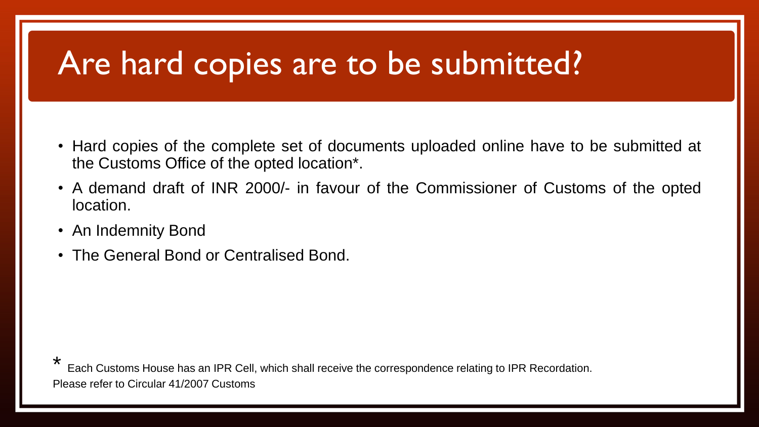# Are hard copies are to be submitted?

- Hard copies of the complete set of documents uploaded online have to be submitted at the Customs Office of the opted location*.
- A demand draft of INR 2000/- in favour of the Commissioner of Customs of the opted location.
- An Indemnity Bond
- The General Bond or Centralised Bond.

* Each Customs House has an IPR Cell, which shall receive the correspondence relating to IPR Recordation.
Please refer to Circular 41/2007 Customs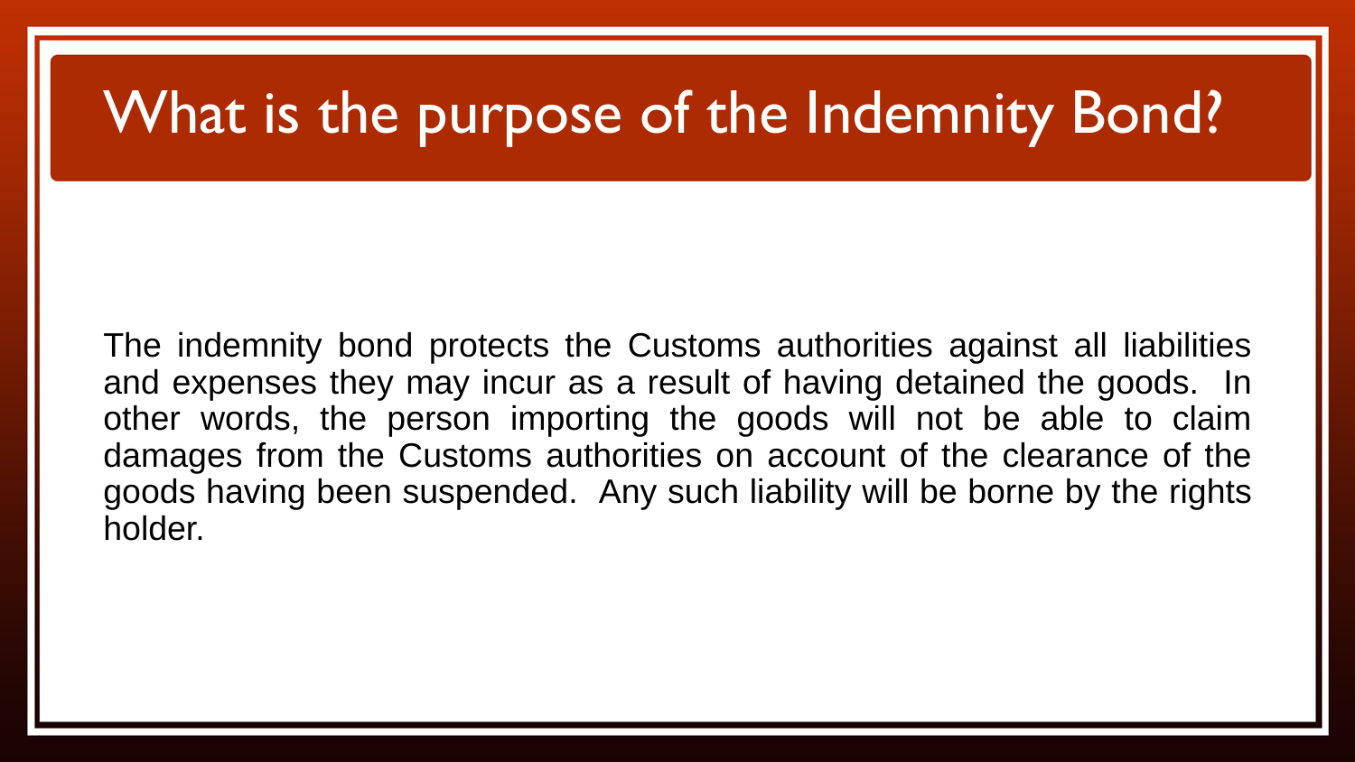# What is the purpose of the Indemnity Bond?

The indemnity bond protects the Customs authorities against all liabilities and expenses they may incur as a result of having detained the goods. In other words, the person importing the goods will not be able to claim damages from the Customs authorities on account of the clearance of the goods having been suspended. Any such liability will be borne by the rights holder.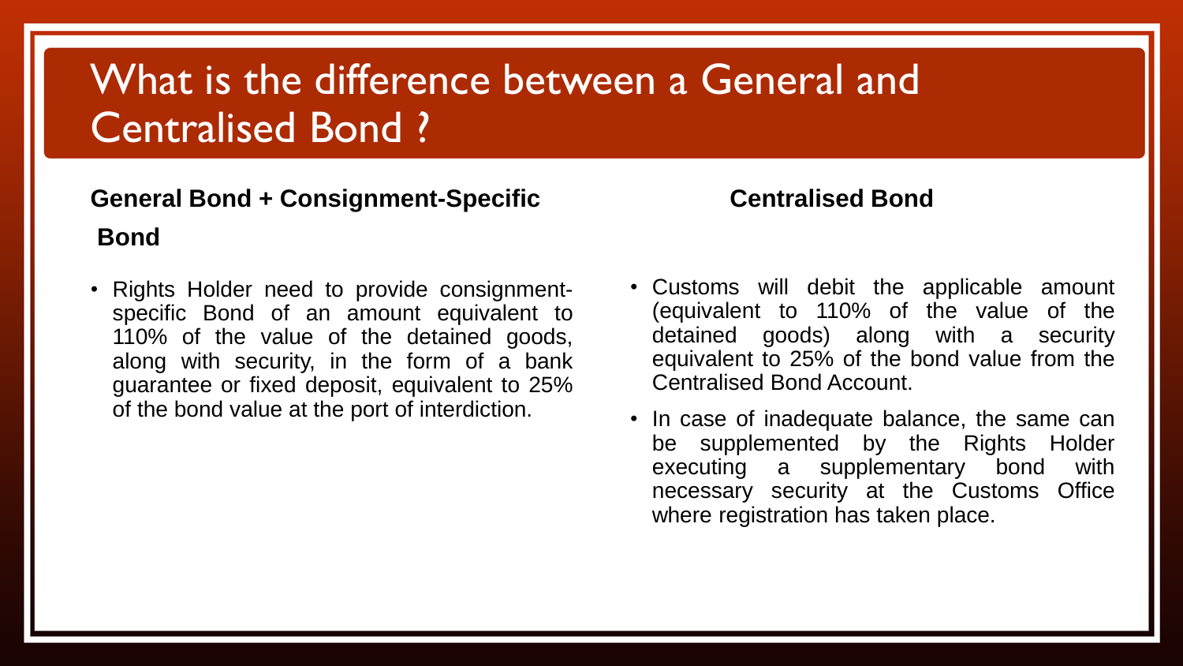# What is the difference between a General and Centralised Bond ?

## General Bond + Consignment-Specific Bond

- Rights Holder need to provide consignment-specific Bond of an amount equivalent to 110% of the value of the detained goods, along with security, in the form of a bank guarantee or fixed deposit, equivalent to 25% of the bond value at the port of interdiction.

## Centralised Bond

- Customs will debit the applicable amount (equivalent to 110% of the value of the detained goods) along with a security equivalent to 25% of the bond value from the Centralised Bond Account.
- In case of inadequate balance, the same can be supplemented by the Rights Holder executing a supplementary bond with necessary security at the Customs Office where registration has taken place.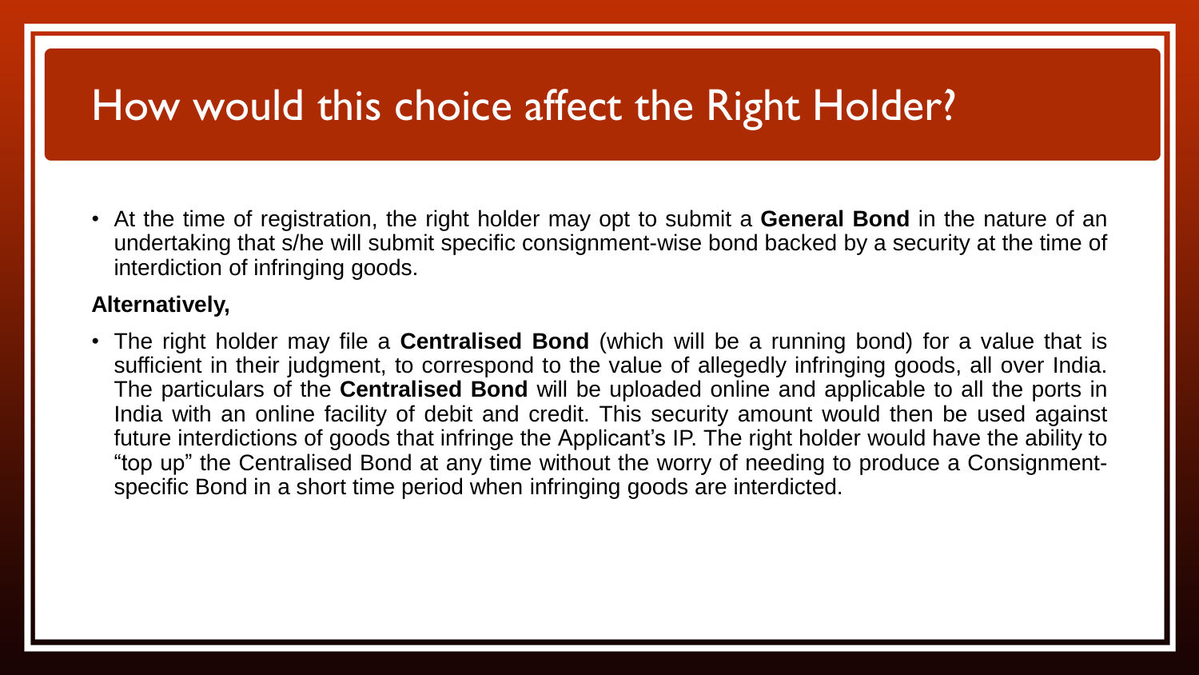# How would this choice affect the Right Holder?

- At the time of registration, the right holder may opt to submit a **General Bond** in the nature of an undertaking that s/he will submit specific consignment-wise bond backed by a security at the time of interdiction of infringing goods.

**Alternatively,**

- The right holder may file a **Centralised Bond** (which will be a running bond) for a value that is sufficient in their judgment, to correspond to the value of allegedly infringing goods, all over India. The particulars of the **Centralised Bond** will be uploaded online and applicable to all the ports in India with an online facility of debit and credit. This security amount would then be used against future interdictions of goods that infringe the Applicant's IP. The right holder would have the ability to "top up" the Centralised Bond at any time without the worry of needing to produce a Consignment-specific Bond in a short time period when infringing goods are interdicted.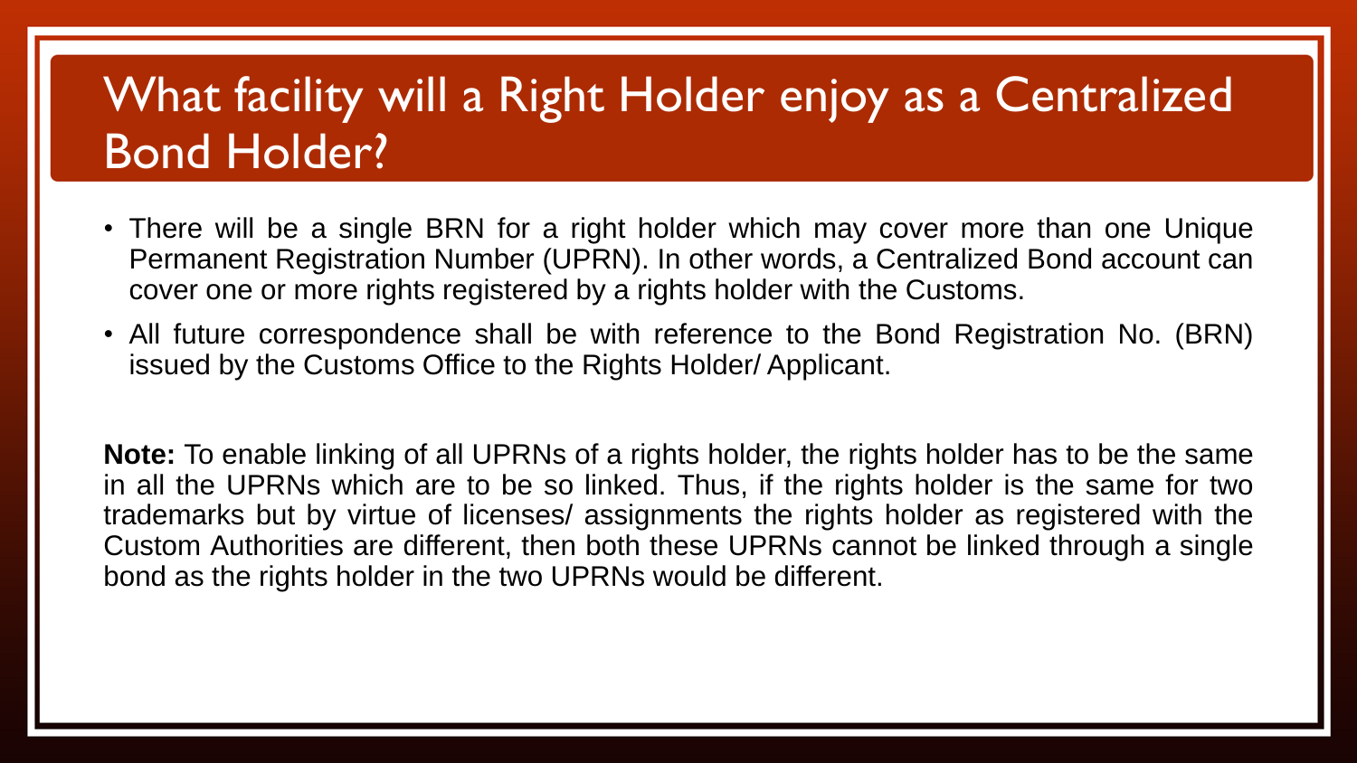# What facility will a Right Holder enjoy as a Centralized Bond Holder?

- There will be a single BRN for a right holder which may cover more than one Unique Permanent Registration Number (UPRN). In other words, a Centralized Bond account can cover one or more rights registered by a rights holder with the Customs.
- All future correspondence shall be with reference to the Bond Registration No. (BRN) issued by the Customs Office to the Rights Holder/ Applicant.

**Note:** To enable linking of all UPRNs of a rights holder, the rights holder has to be the same in all the UPRNs which are to be so linked. Thus, if the rights holder is the same for two trademarks but by virtue of licenses/ assignments the rights holder as registered with the Custom Authorities are different, then both these UPRNs cannot be linked through a single bond as the rights holder in the two UPRNs would be different.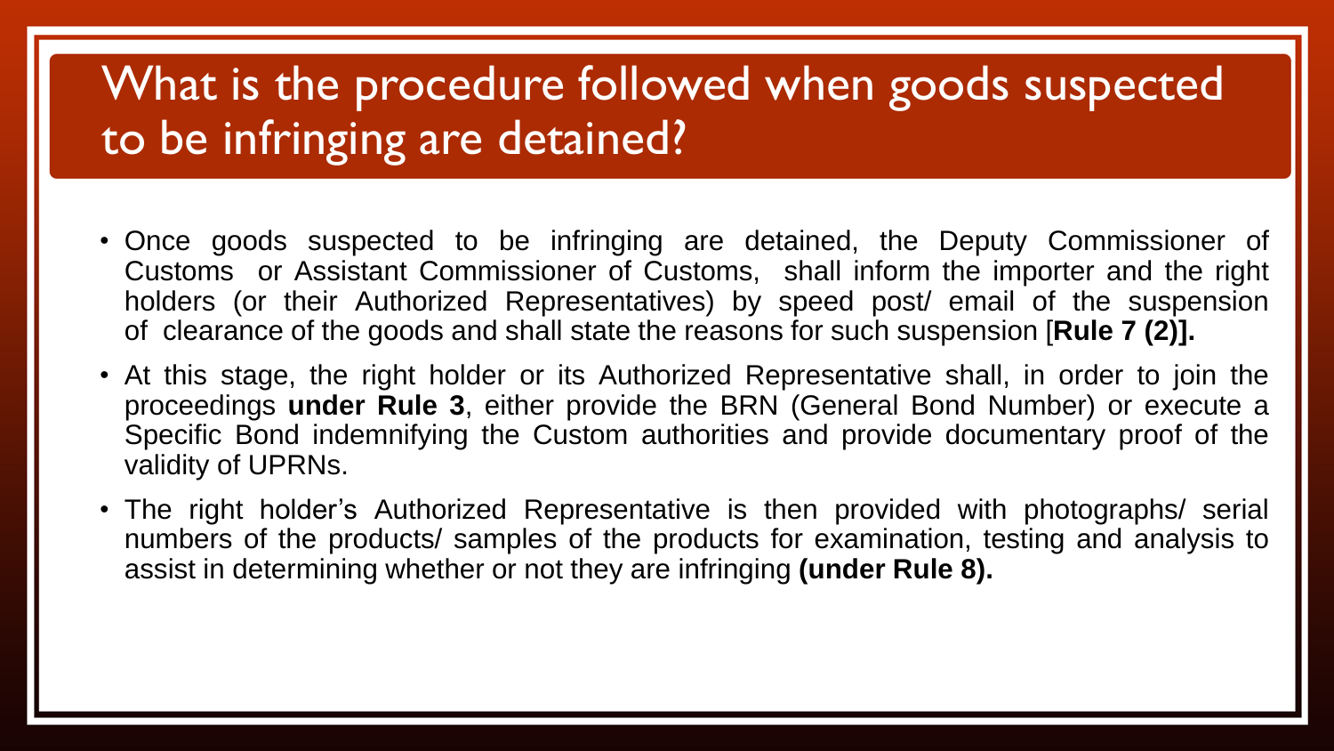# What is the procedure followed when goods suspected to be infringing are detained?

- Once goods suspected to be infringing are detained, the Deputy Commissioner of Customs or Assistant Commissioner of Customs, shall inform the importer and the right holders (or their Authorized Representatives) by speed post/ email of the suspension of clearance of the goods and shall state the reasons for such suspension [**Rule 7 (2)].**
- At this stage, the right holder or its Authorized Representative shall, in order to join the proceedings **under Rule 3**, either provide the BRN (General Bond Number) or execute a Specific Bond indemnifying the Custom authorities and provide documentary proof of the validity of UPRNs.
- The right holder's Authorized Representative is then provided with photographs/ serial numbers of the products/ samples of the products for examination, testing and analysis to assist in determining whether or not they are infringing **(under Rule 8).**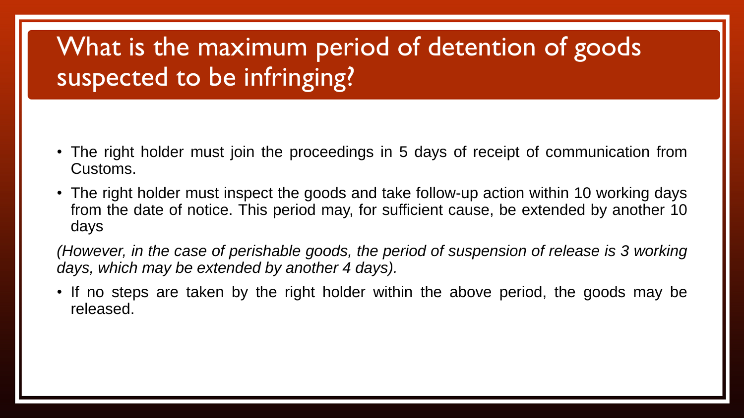# What is the maximum period of detention of goods suspected to be infringing?

- The right holder must join the proceedings in 5 days of receipt of communication from Customs.
- The right holder must inspect the goods and take follow-up action within 10 working days from the date of notice. This period may, for sufficient cause, be extended by another 10 days

*(However, in the case of perishable goods, the period of suspension of release is 3 working days, which may be extended by another 4 days).*

- If no steps are taken by the right holder within the above period, the goods may be released.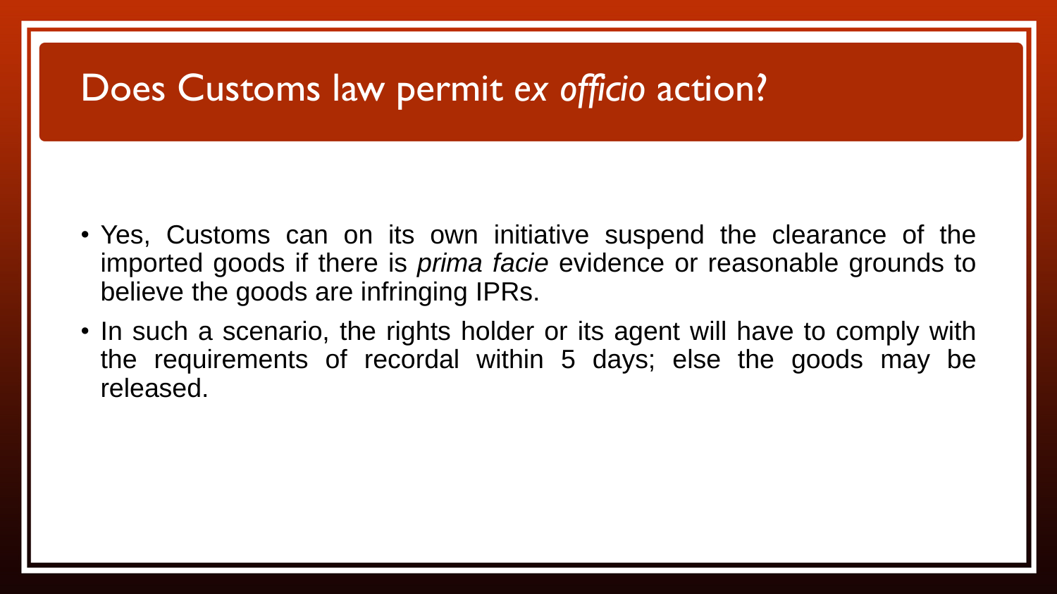# Does Customs law permit *ex officio* action?

- Yes, Customs can on its own initiative suspend the clearance of the imported goods if there is *prima facie* evidence or reasonable grounds to believe the goods are infringing IPRs.
- In such a scenario, the rights holder or its agent will have to comply with the requirements of recordal within 5 days; else the goods may be released.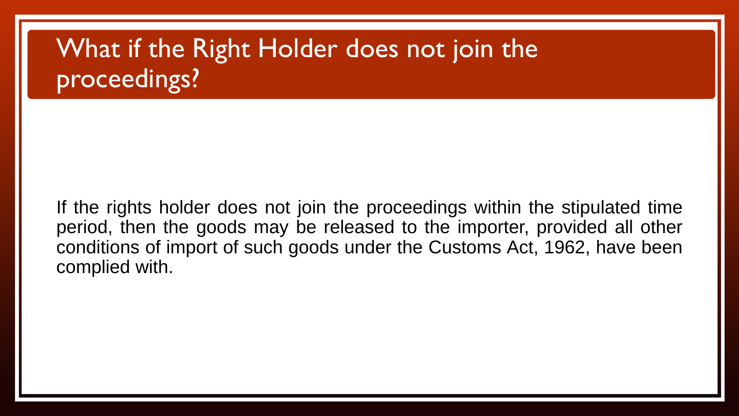# What if the Right Holder does not join the proceedings?

If the rights holder does not join the proceedings within the stipulated time period, then the goods may be released to the importer, provided all other conditions of import of such goods under the Customs Act, 1962, have been complied with.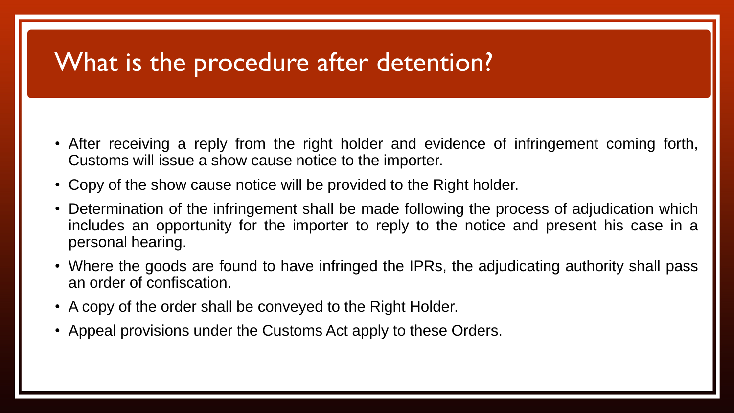# What is the procedure after detention?

- After receiving a reply from the right holder and evidence of infringement coming forth, Customs will issue a show cause notice to the importer.
- Copy of the show cause notice will be provided to the Right holder.
- Determination of the infringement shall be made following the process of adjudication which includes an opportunity for the importer to reply to the notice and present his case in a personal hearing.
- Where the goods are found to have infringed the IPRs, the adjudicating authority shall pass an order of confiscation.
- A copy of the order shall be conveyed to the Right Holder.
- Appeal provisions under the Customs Act apply to these Orders.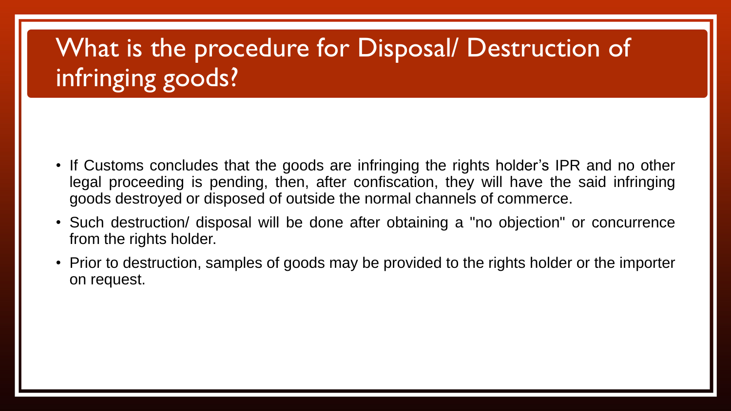# What is the procedure for Disposal/ Destruction of infringing goods?

- If Customs concludes that the goods are infringing the rights holder's IPR and no other legal proceeding is pending, then, after confiscation, they will have the said infringing goods destroyed or disposed of outside the normal channels of commerce.
- Such destruction/ disposal will be done after obtaining a "no objection" or concurrence from the rights holder.
- Prior to destruction, samples of goods may be provided to the rights holder or the importer on request.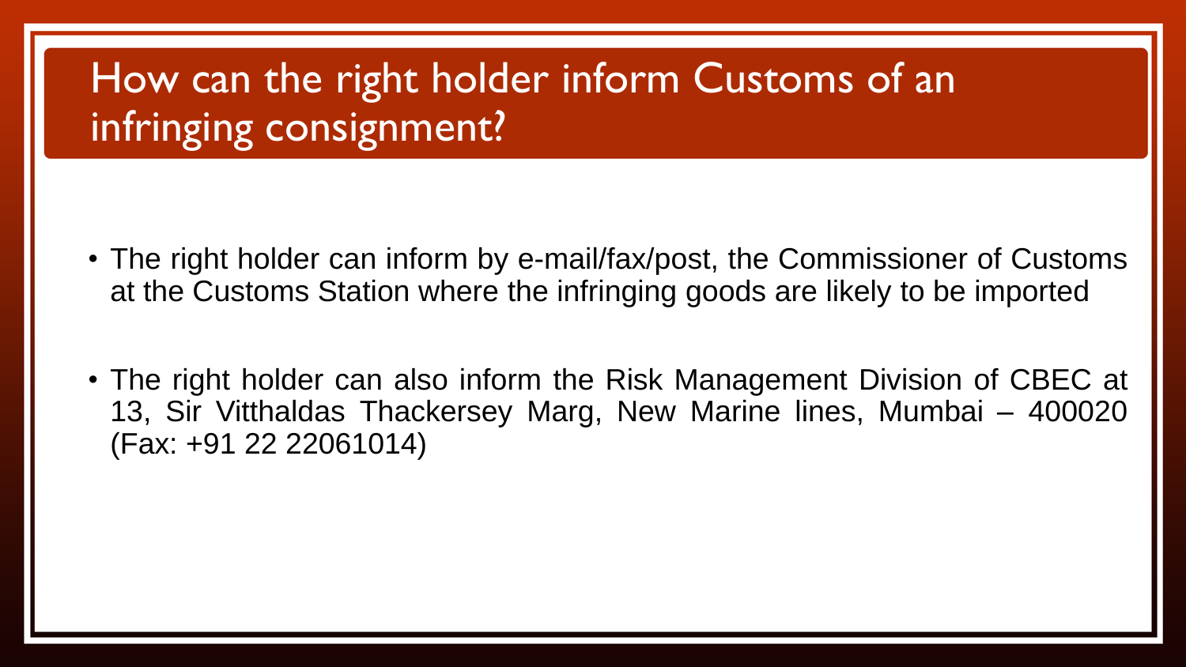# How can the right holder inform Customs of an infringing consignment?

- The right holder can inform by e-mail/fax/post, the Commissioner of Customs at the Customs Station where the infringing goods are likely to be imported
- The right holder can also inform the Risk Management Division of CBEC at 13, Sir Vitthaldas Thackersey Marg, New Marine lines, Mumbai – 400020 (Fax: +91 22 22061014)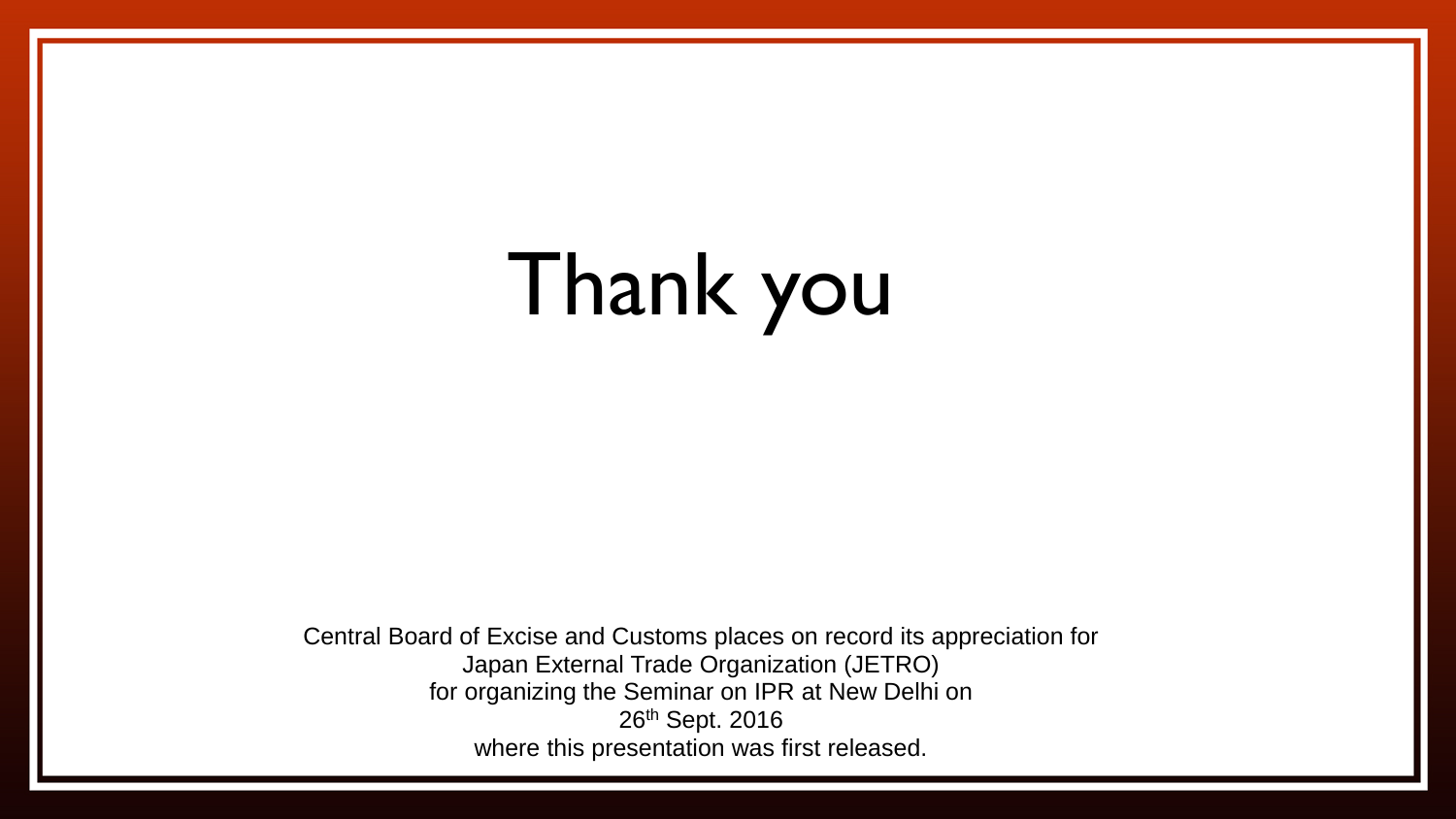# Thank you

Central Board of Excise and Customs places on record its appreciation for
Japan External Trade Organization (JETRO)
for organizing the Seminar on IPR at New Delhi on
26th Sept. 2016
where this presentation was first released.